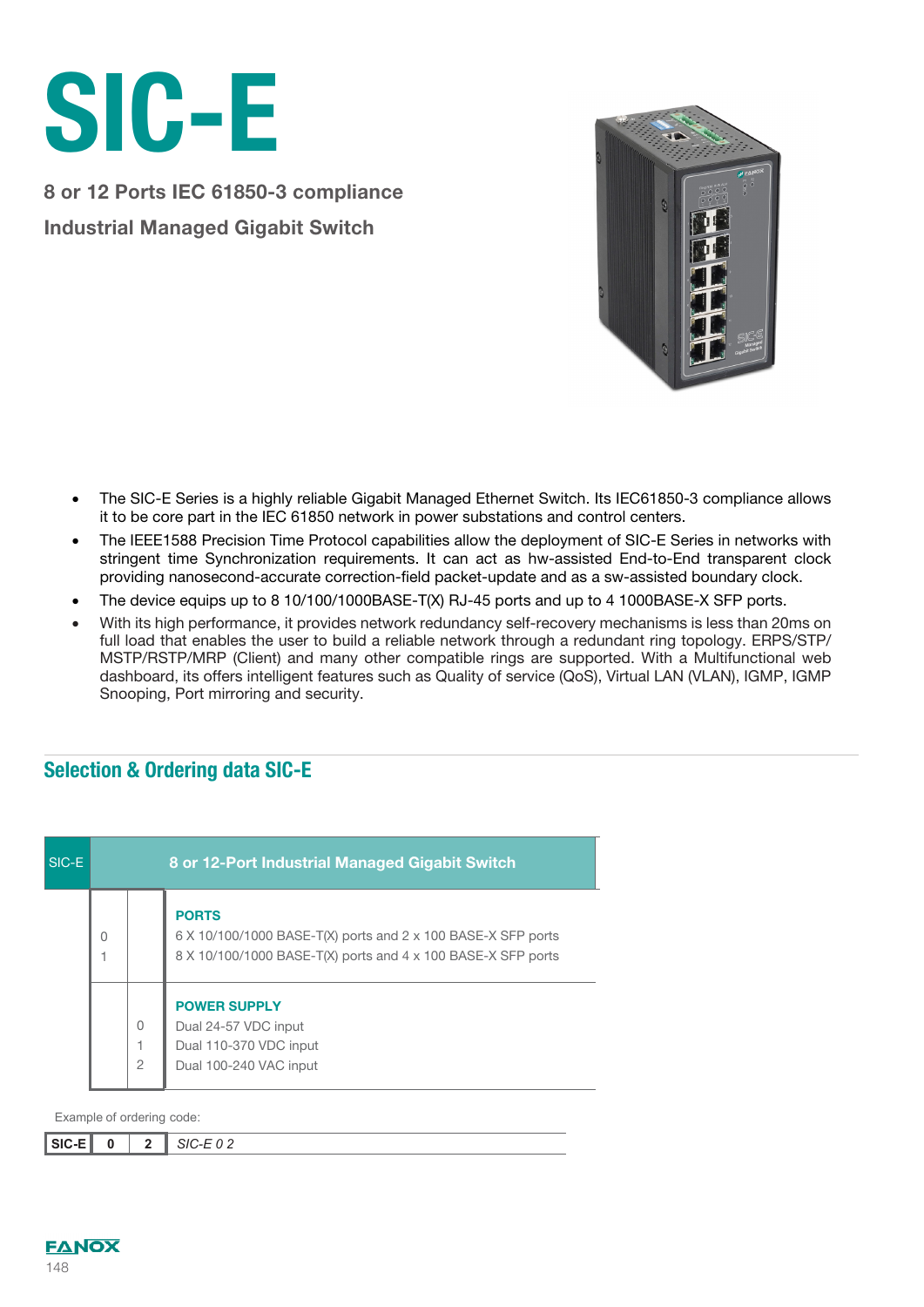# SIC-E

## 8 or 12 Ports IEC 61850-3 compliance

## Industrial Managed Gigabit Switch

- The SIC-E Series is a highly reliable Gigabit Managed Ethernet Switch. Its IEC61850-3 compliance allows it to be core part in the IEC 61850 network in power substations and control centers.
- The IEEE1588 Precision Time Protocol capabilities allow the deployment of SIC-E Series in networks with stringent time Synchronization requirements. It can act as hw-assisted End-to-End transparent clock providing nanosecond-accurate correction-field packet-update and as a sw-assisted boundary clock.
- The device equips up to 8 10/100/1000BASE-T(X) RJ-45 ports and up to 4 1000BASE-X SFP ports.
- With its high performance, it provides network redundancy self-recovery mechanisms is less than 20ms on full load that enables the user to build a reliable network through a redundant ring topology. ERPS/STP/ MSTP/RSTP/MRP (Client) and many other compatible rings are supported. With a Multifunctional web dashboard, its offers intelligent features such as Quality of service (QoS), Virtual LAN (VLAN), IGMP, IGMP Snooping, Port mirroring and security.

## Selection & Ordering data SIC-E

| SIC-E | | | 8 or 12-Port Industrial Managed Gigabit Switch |
|---|---|---|---|
| | | | **PORTS** |
| | 0 | | 6 X 10/100/1000 BASE-T(X) ports and 2 x 100 BASE-X SFP ports |
| | 1 | | 8 X 10/100/1000 BASE-T(X) ports and 4 x 100 BASE-X SFP ports |
| | | | **POWER SUPPLY** |
| | | 0 | Dual 24-57 VDC input |
| | | 1 | Dual 110-370 VDC input |
| | | 2 | Dual 100-240 VAC input |

Example of ordering code:

| SIC-E | 0 | 2 | *SIC-E 0 2* |
|---|---|---|---|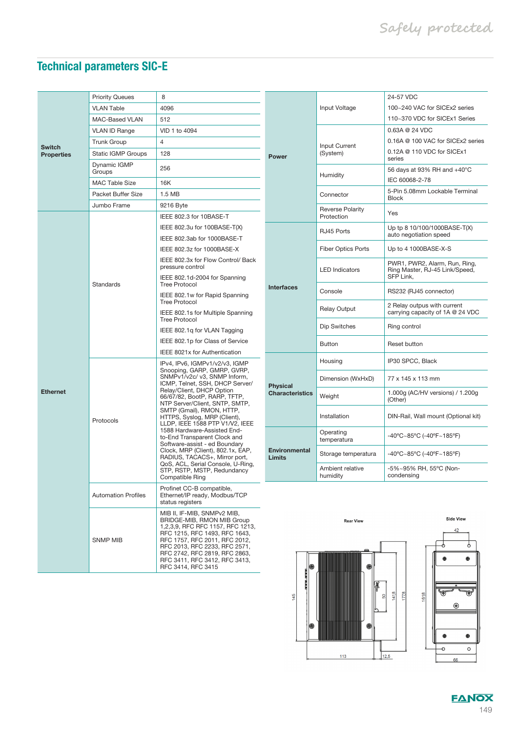# Technical parameters SIC-E

| | | |
|---|---|---|
| **Switch Properties** | Priority Queues | 8 |
| | VLAN Table | 4096 |
| | MAC-Based VLAN | 512 |
| | VLAN ID Range | VID 1 to 4094 |
| | Trunk Group | 4 |
| | Static IGMP Groups | 128 |
| | Dynamic IGMP Groups | 256 |
| | MAC Table Size | 16K |
| | Packet Buffer Size | 1.5 MB |
| | Jumbo Frame | 9216 Byte |
| **Ethernet** | Standards | IEEE 802.3 for 10BASE-T |
| | | IEEE 802.3u for 100BASE-T(X) |
| | | IEEE 802.3ab for 1000BASE-T |
| | | IEEE 802.3z for 1000BASE-X |
| | | IEEE 802.3x for Flow Control/ Back pressure control |
| | | IEEE 802.1d-2004 for Spanning Tree Protocol |
| | | IEEE 802.1w for Rapid Spanning Tree Protocol |
| | | IEEE 802.1s for Multiple Spanning Tree Protocol |
| | | IEEE 802.1q for VLAN Tagging |
| | | IEEE 802.1p for Class of Service |
| | | IEEE 8021x for Authentication |
| | Protocols | IPv4, IPV6, IGMPv1/v2/v3, IGMP Snooping, GARP, GMRP, GVRP, SNMPv1/v2c/ v3, SNMP Inform, ICMP, Telnet, SSH, DHCP Server/ Relay/Client, DHCP Option 66/67/82, BootP, RARP, TFTP, NTP Server/Client, SNTP, SMTP, SMTP (Gmail), RMON, HTTP, HTTPS, Syslog, MRP (Client), LLDP, IEEE 1588 PTP V1/V2, IEEE 1588 Hardware-Assisted End-to-End Transparent Clock and Software-assist - ed Boundary Clock, MRP (Client), 802.1x, EAP, RADIUS, TACACS+, Mirror port, QoS, ACL, Serial Console, U-Ring, STP, RSTP, MSTP, Redundancy Compatible Ring |
| | Automation Profiles | Profinet CC-B compatible, Ethernet/IP ready, Modbus/TCP status registers |
| | SNMP MIB | MIB II, IF-MIB, SNMPv2 MIB, BRIDGE-MIB, RMON MIB Group 1,2,3,9, RFC RFC 1157, RFC 1213, RFC 1215, RFC 1493, RFC 1643, RFC 1757, RFC 2011, RFC 2012, RFC 2013, RFC 2233, RFC 2571, RFC 2742, RFC 2819, RFC 2863, RFC 3411, RFC 3412, RFC 3413, RFC 3414, RFC 3415 |

| | | |
|---|---|---|
| **Power** | Input Voltage | 24-57 VDC<br>100~240 VAC for SICEx2 series<br>110~370 VDC for SICEx1 Series |
| | Input Current (System) | 0.63A @ 24 VDC<br>0.16A @ 100 VAC for SICEx2 series<br>0.12A @ 110 VDC for SICEx1 series |
| | Humidity | 56 days at 93% RH and +40°C<br>IEC 60068-2-78 |
| | Connector | 5-Pin 5.08mm Lockable Terminal Block |
| | Reverse Polarity Protection | Yes |
| **Interfaces** | RJ45 Ports | Up tp 8 10/100/1000BASE-T(X) auto negotiation speed |
| | Fiber Optics Ports | Up to 4 1000BASE-X-S |
| | LED Indicators | PWR1, PWR2, Alarm, Run, Ring, Ring Master, RJ-45 Link/Speed, SFP Link, |
| | Console | RS232 (RJ45 connector) |
| | Relay Output | 2 Relay outputs with current carrying capacity of 1A @ 24 VDC |
| | Dip Switches | Ring control |
| | Button | Reset button |
| **Physical Characteristics** | Housing | IP30 SPCC, Black |
| | Dimension (WxHxD) | 77 x 145 x 113 mm |
| | Weight | 1.000g (AC/HV versions) / 1.200g (Other) |
| | Installation | DIN-Rail, Wall mount (Optional kit) |
| **Environmental Limits** | Operating temperatura | -40ºC~85ºC (-40ºF~185ºF) |
| | Storage temperatura | -40ºC~85ºC (-40ºF~185ºF) |
| | Ambient relative humidity | -5%~95% RH, 55ºC (Non-condensing |

Rear View

145
50
141.8
177.8
113
12.5

Side View

42
161.8
66